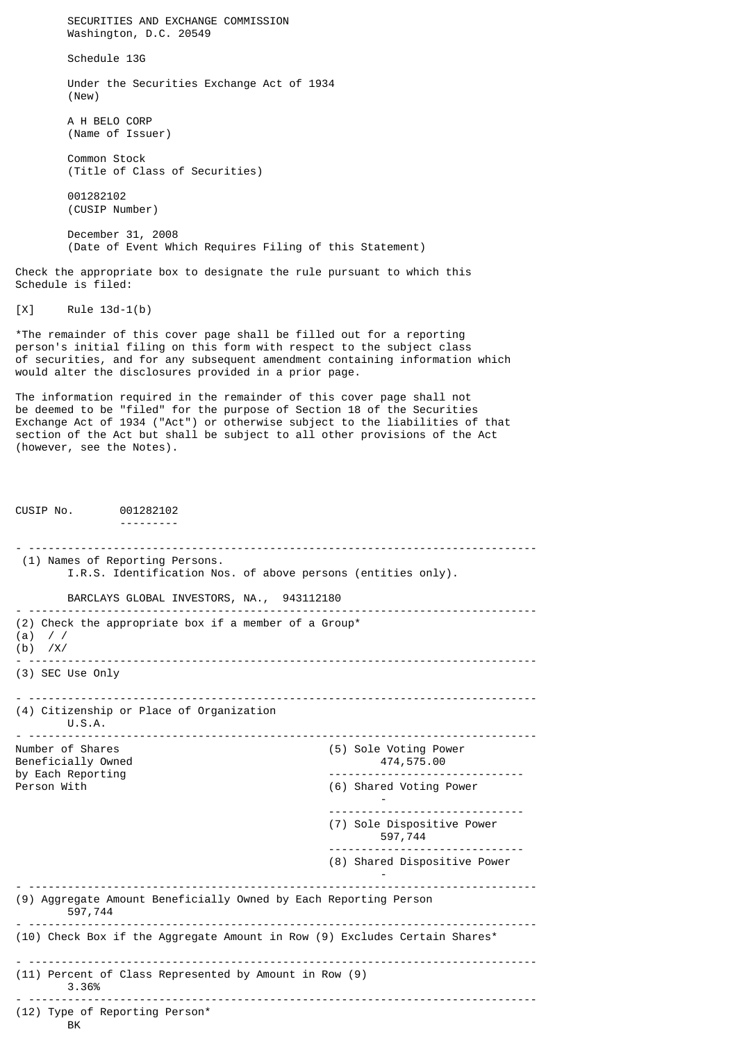SECURITIES AND EXCHANGE COMMISSION
Washington, D.C. 20549

Schedule 13G

Under the Securities Exchange Act of 1934
(New)

A H BELO CORP
(Name of Issuer)

Common Stock
(Title of Class of Securities)

001282102
(CUSIP Number)

December 31, 2008
(Date of Event Which Requires Filing of this Statement)

Check the appropriate box to designate the rule pursuant to which this Schedule is filed:

[X] Rule 13d-1(b)

*The remainder of this cover page shall be filled out for a reporting person's initial filing on this form with respect to the subject class of securities, and for any subsequent amendment containing information which would alter the disclosures provided in a prior page.

The information required in the remainder of this cover page shall not be deemed to be "filed" for the purpose of Section 18 of the Securities Exchange Act of 1934 ("Act") or otherwise subject to the liabilities of that section of the Act but shall be subject to all other provisions of the Act (however, see the Notes).

CUSIP No. 001282102

---

(1) Names of Reporting Persons.
I.R.S. Identification Nos. of above persons (entities only).

BARCLAYS GLOBAL INVESTORS, NA., 943112180

---

(2) Check the appropriate box if a member of a Group*
(a) / /
(b) /X/

---

(3) SEC Use Only

---

(4) Citizenship or Place of Organization
U.S.A.

---

| Number of Shares Beneficially Owned by Each Reporting Person With | |
|---|---|
| | (5) Sole Voting Power: 474,575.00 |
| | (6) Shared Voting Power: - |
| | (7) Sole Dispositive Power: 597,744 |
| | (8) Shared Dispositive Power: - |

---

(9) Aggregate Amount Beneficially Owned by Each Reporting Person
597,744

---

(10) Check Box if the Aggregate Amount in Row (9) Excludes Certain Shares*

---

(11) Percent of Class Represented by Amount in Row (9)
3.36%

---

(12) Type of Reporting Person*
BK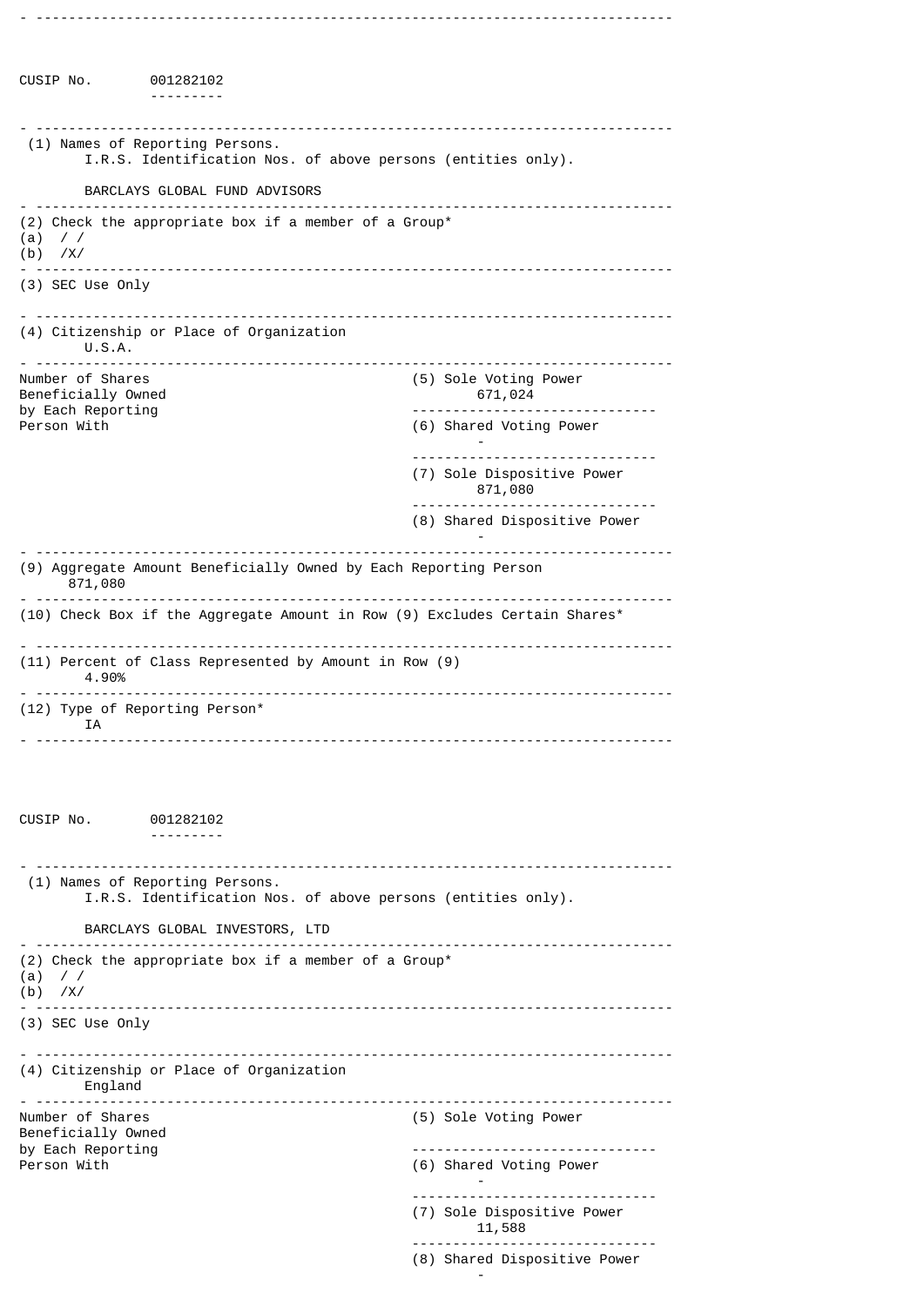CUSIP No. 001282102

(1) Names of Reporting Persons.
I.R.S. Identification Nos. of above persons (entities only).

BARCLAYS GLOBAL FUND ADVISORS

(2) Check the appropriate box if a member of a Group*
(a) / /
(b) /X/

(3) SEC Use Only

(4) Citizenship or Place of Organization
U.S.A.

| Number of Shares Beneficially Owned by Each Reporting Person With | |
|---|---|
| (5) Sole Voting Power | 671,024 |
| (6) Shared Voting Power | - |
| (7) Sole Dispositive Power | 871,080 |
| (8) Shared Dispositive Power | - |

(9) Aggregate Amount Beneficially Owned by Each Reporting Person
871,080

(10) Check Box if the Aggregate Amount in Row (9) Excludes Certain Shares*

(11) Percent of Class Represented by Amount in Row (9)
4.90%

(12) Type of Reporting Person*
IA

CUSIP No. 001282102

(1) Names of Reporting Persons.
I.R.S. Identification Nos. of above persons (entities only).

BARCLAYS GLOBAL INVESTORS, LTD

(2) Check the appropriate box if a member of a Group*
(a) / /
(b) /X/

(3) SEC Use Only

(4) Citizenship or Place of Organization
England

| Number of Shares Beneficially Owned by Each Reporting Person With | |
|---|---|
| (5) Sole Voting Power | |
| (6) Shared Voting Power | - |
| (7) Sole Dispositive Power | 11,588 |
| (8) Shared Dispositive Power | - |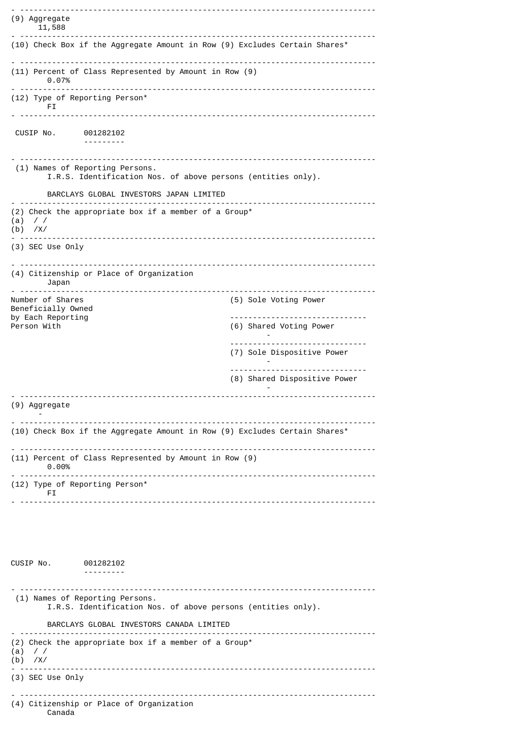(9) Aggregate
11,588

(10) Check Box if the Aggregate Amount in Row (9) Excludes Certain Shares*

(11) Percent of Class Represented by Amount in Row (9)
0.07%

(12) Type of Reporting Person*
FI

CUSIP No. 001282102

(1) Names of Reporting Persons.
I.R.S. Identification Nos. of above persons (entities only).

BARCLAYS GLOBAL INVESTORS JAPAN LIMITED

(2) Check the appropriate box if a member of a Group*
(a) / /
(b) /X/

(3) SEC Use Only

(4) Citizenship or Place of Organization
Japan

| Number of Shares Beneficially Owned by Each Reporting Person With | |
|---|---|
| (5) Sole Voting Power | |
| (6) Shared Voting Power | - |
| (7) Sole Dispositive Power | - |
| (8) Shared Dispositive Power | - |

(9) Aggregate
-

(10) Check Box if the Aggregate Amount in Row (9) Excludes Certain Shares*

(11) Percent of Class Represented by Amount in Row (9)
0.00%

(12) Type of Reporting Person*
FI

CUSIP No. 001282102

(1) Names of Reporting Persons.
I.R.S. Identification Nos. of above persons (entities only).

BARCLAYS GLOBAL INVESTORS CANADA LIMITED

(2) Check the appropriate box if a member of a Group*
(a) / /
(b) /X/

(3) SEC Use Only

(4) Citizenship or Place of Organization
Canada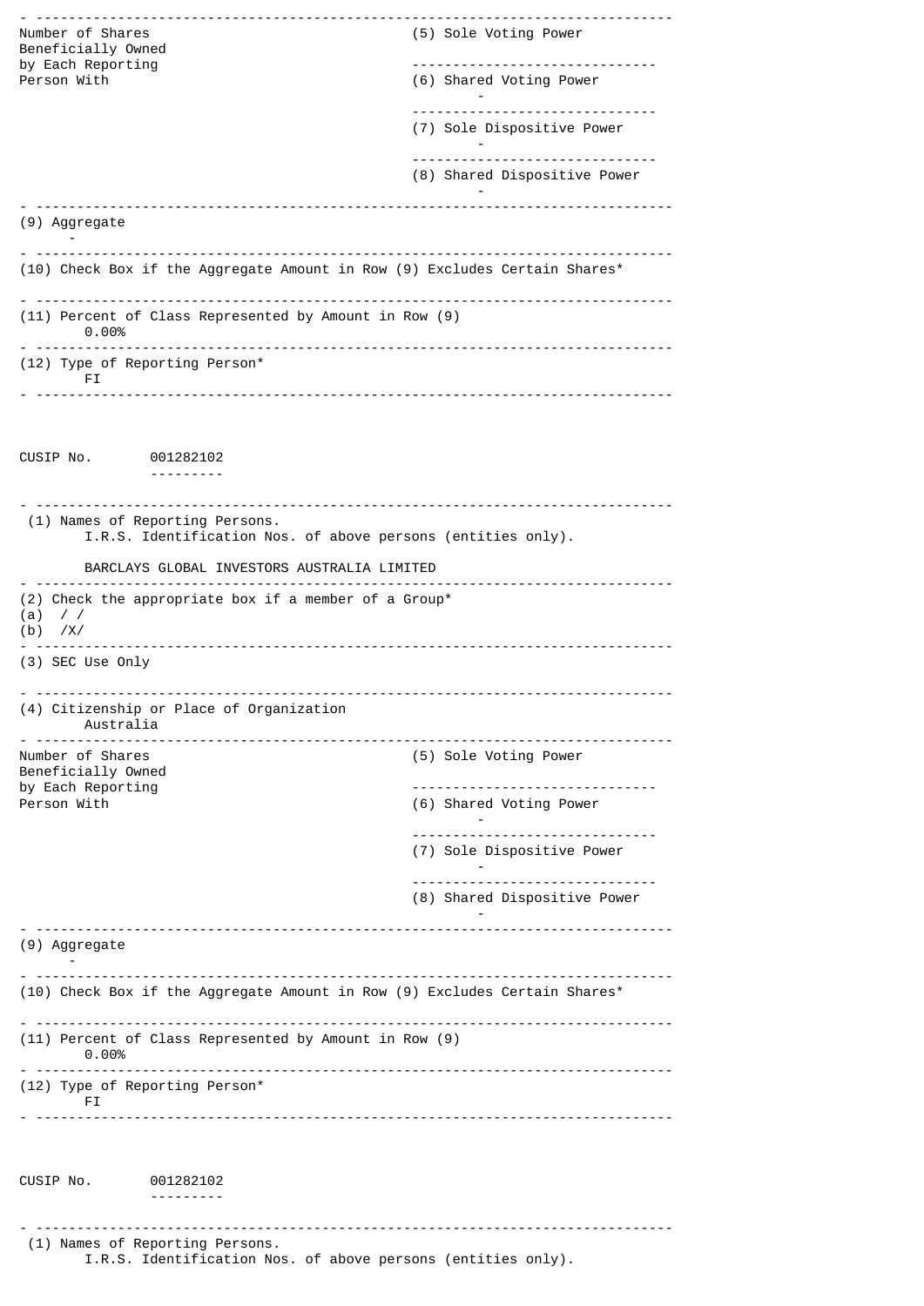| Number of Shares Beneficially Owned by Each Reporting Person With | |
|---|---|
| (5) Sole Voting Power | |
| (6) Shared Voting Power | - |
| (7) Sole Dispositive Power | - |
| (8) Shared Dispositive Power | - |

(9) Aggregate
-

(10) Check Box if the Aggregate Amount in Row (9) Excludes Certain Shares*

(11) Percent of Class Represented by Amount in Row (9)
0.00%

(12) Type of Reporting Person*
FI

CUSIP No. 001282102

(1) Names of Reporting Persons.
I.R.S. Identification Nos. of above persons (entities only).

BARCLAYS GLOBAL INVESTORS AUSTRALIA LIMITED

(2) Check the appropriate box if a member of a Group*
(a) / /
(b) /X/

(3) SEC Use Only

(4) Citizenship or Place of Organization
Australia

| Number of Shares Beneficially Owned by Each Reporting Person With | |
|---|---|
| (5) Sole Voting Power | |
| (6) Shared Voting Power | - |
| (7) Sole Dispositive Power | - |
| (8) Shared Dispositive Power | - |

(9) Aggregate
-

(10) Check Box if the Aggregate Amount in Row (9) Excludes Certain Shares*

(11) Percent of Class Represented by Amount in Row (9)
0.00%

(12) Type of Reporting Person*
FI

CUSIP No. 001282102

(1) Names of Reporting Persons.
I.R.S. Identification Nos. of above persons (entities only).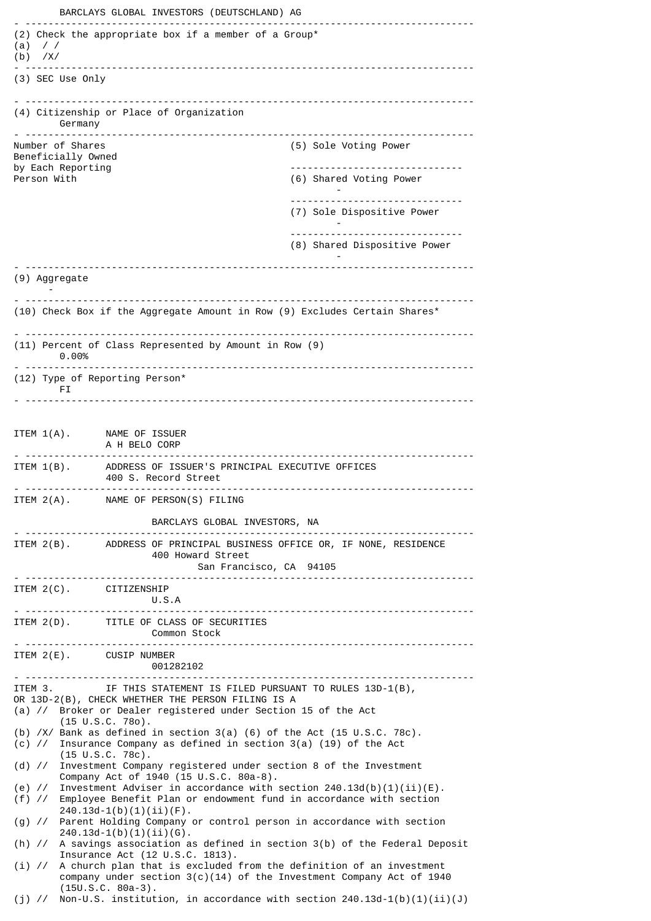BARCLAYS GLOBAL INVESTORS (DEUTSCHLAND) AG

---

(2) Check the appropriate box if a member of a Group*
(a) / /
(b) /X/

---

(3) SEC Use Only

---

(4) Citizenship or Place of Organization
Germany

---

| Number of Shares Beneficially Owned by Each Reporting Person With | |
|---|---|
| | (5) Sole Voting Power |
| | (6) Shared Voting Power<br>- |
| | (7) Sole Dispositive Power<br>- |
| | (8) Shared Dispositive Power<br>- |

---

(9) Aggregate
-

---

(10) Check Box if the Aggregate Amount in Row (9) Excludes Certain Shares*

---

(11) Percent of Class Represented by Amount in Row (9)
0.00%

---

(12) Type of Reporting Person*
FI

---

ITEM 1(A). NAME OF ISSUER
A H BELO CORP

---

ITEM 1(B). ADDRESS OF ISSUER'S PRINCIPAL EXECUTIVE OFFICES
400 S. Record Street

---

ITEM 2(A). NAME OF PERSON(S) FILING

BARCLAYS GLOBAL INVESTORS, NA

---

ITEM 2(B). ADDRESS OF PRINCIPAL BUSINESS OFFICE OR, IF NONE, RESIDENCE
400 Howard Street
San Francisco, CA 94105

---

ITEM 2(C). CITIZENSHIP
U.S.A

---

ITEM 2(D). TITLE OF CLASS OF SECURITIES
Common Stock

---

ITEM 2(E). CUSIP NUMBER
001282102

---

ITEM 3. IF THIS STATEMENT IS FILED PURSUANT TO RULES 13D-1(B), OR 13D-2(B), CHECK WHETHER THE PERSON FILING IS A

(a) // Broker or Dealer registered under Section 15 of the Act (15 U.S.C. 78o).
(b) /X/ Bank as defined in section 3(a) (6) of the Act (15 U.S.C. 78c).
(c) // Insurance Company as defined in section 3(a) (19) of the Act (15 U.S.C. 78c).
(d) // Investment Company registered under section 8 of the Investment Company Act of 1940 (15 U.S.C. 80a-8).
(e) // Investment Adviser in accordance with section 240.13d(b)(1)(ii)(E).
(f) // Employee Benefit Plan or endowment fund in accordance with section 240.13d-1(b)(1)(ii)(F).
(g) // Parent Holding Company or control person in accordance with section 240.13d-1(b)(1)(ii)(G).
(h) // A savings association as defined in section 3(b) of the Federal Deposit Insurance Act (12 U.S.C. 1813).
(i) // A church plan that is excluded from the definition of an investment company under section 3(c)(14) of the Investment Company Act of 1940 (15U.S.C. 80a-3).
(j) // Non-U.S. institution, in accordance with section 240.13d-1(b)(1)(ii)(J)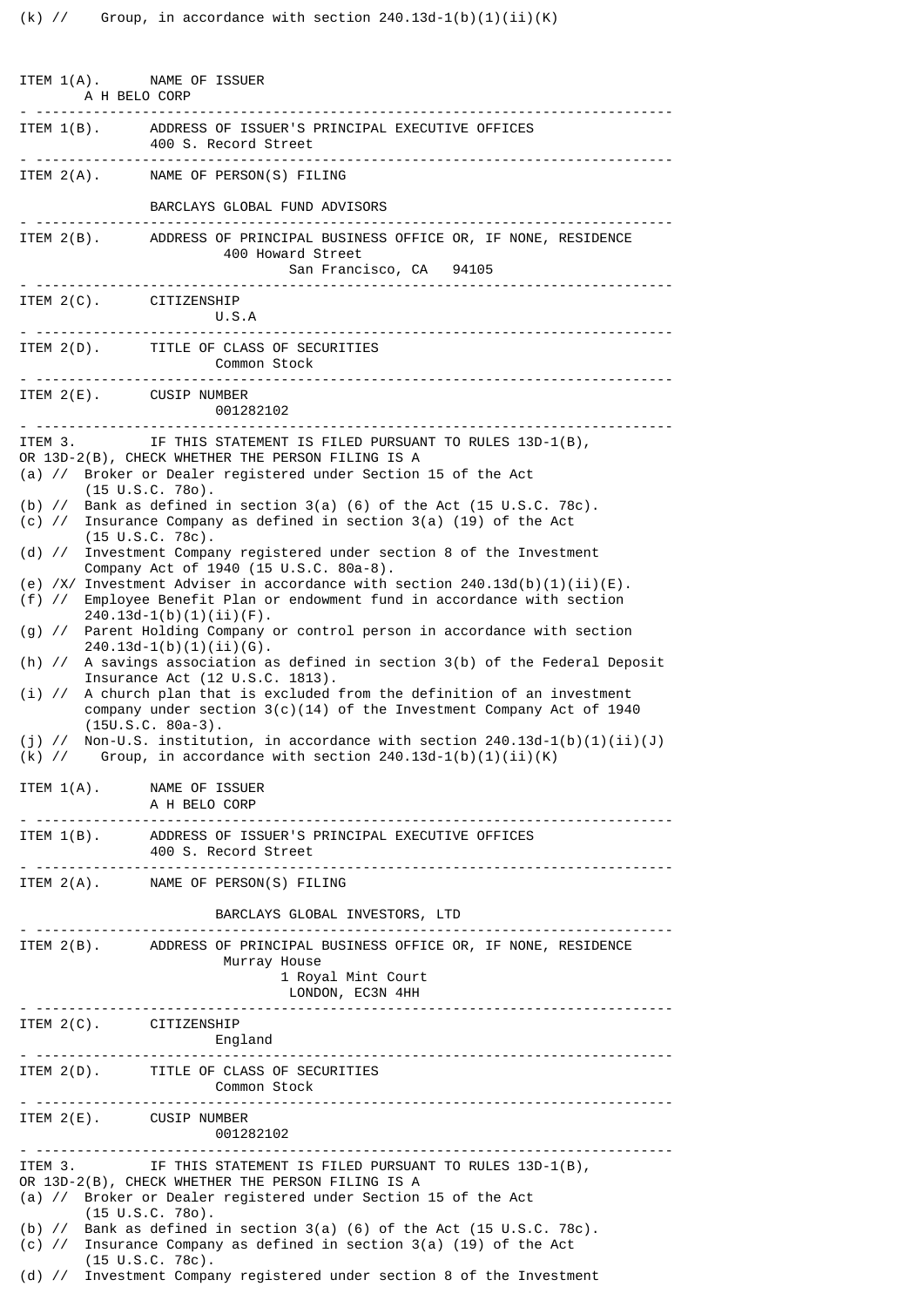(k) //    Group, in accordance with section 240.13d-1(b)(1)(ii)(K)

ITEM 1(A). NAME OF ISSUER
A H BELO CORP

---

ITEM 1(B). ADDRESS OF ISSUER'S PRINCIPAL EXECUTIVE OFFICES
400 S. Record Street

---

ITEM 2(A). NAME OF PERSON(S) FILING

BARCLAYS GLOBAL FUND ADVISORS

---

ITEM 2(B). ADDRESS OF PRINCIPAL BUSINESS OFFICE OR, IF NONE, RESIDENCE
400 Howard Street
San Francisco, CA 94105

---

ITEM 2(C). CITIZENSHIP
U.S.A

---

ITEM 2(D). TITLE OF CLASS OF SECURITIES
Common Stock

---

ITEM 2(E). CUSIP NUMBER
001282102

---

ITEM 3. IF THIS STATEMENT IS FILED PURSUANT TO RULES 13D-1(B), OR 13D-2(B), CHECK WHETHER THE PERSON FILING IS A

(a) // Broker or Dealer registered under Section 15 of the Act (15 U.S.C. 78o).
(b) // Bank as defined in section 3(a) (6) of the Act (15 U.S.C. 78c).
(c) // Insurance Company as defined in section 3(a) (19) of the Act (15 U.S.C. 78c).
(d) // Investment Company registered under section 8 of the Investment Company Act of 1940 (15 U.S.C. 80a-8).
(e) /X/ Investment Adviser in accordance with section 240.13d(b)(1)(ii)(E).
(f) // Employee Benefit Plan or endowment fund in accordance with section 240.13d-1(b)(1)(ii)(F).
(g) // Parent Holding Company or control person in accordance with section 240.13d-1(b)(1)(ii)(G).
(h) // A savings association as defined in section 3(b) of the Federal Deposit Insurance Act (12 U.S.C. 1813).
(i) // A church plan that is excluded from the definition of an investment company under section 3(c)(14) of the Investment Company Act of 1940 (15U.S.C. 80a-3).
(j) // Non-U.S. institution, in accordance with section 240.13d-1(b)(1)(ii)(J)
(k) //   Group, in accordance with section 240.13d-1(b)(1)(ii)(K)

ITEM 1(A). NAME OF ISSUER
A H BELO CORP

---

ITEM 1(B). ADDRESS OF ISSUER'S PRINCIPAL EXECUTIVE OFFICES
400 S. Record Street

---

ITEM 2(A). NAME OF PERSON(S) FILING

BARCLAYS GLOBAL INVESTORS, LTD

---

ITEM 2(B). ADDRESS OF PRINCIPAL BUSINESS OFFICE OR, IF NONE, RESIDENCE
Murray House
1 Royal Mint Court
LONDON, EC3N 4HH

---

ITEM 2(C). CITIZENSHIP
England

---

ITEM 2(D). TITLE OF CLASS OF SECURITIES
Common Stock

---

ITEM 2(E). CUSIP NUMBER
001282102

---

ITEM 3. IF THIS STATEMENT IS FILED PURSUANT TO RULES 13D-1(B), OR 13D-2(B), CHECK WHETHER THE PERSON FILING IS A

(a) // Broker or Dealer registered under Section 15 of the Act (15 U.S.C. 78o).
(b) // Bank as defined in section 3(a) (6) of the Act (15 U.S.C. 78c).
(c) // Insurance Company as defined in section 3(a) (19) of the Act (15 U.S.C. 78c).
(d) // Investment Company registered under section 8 of the Investment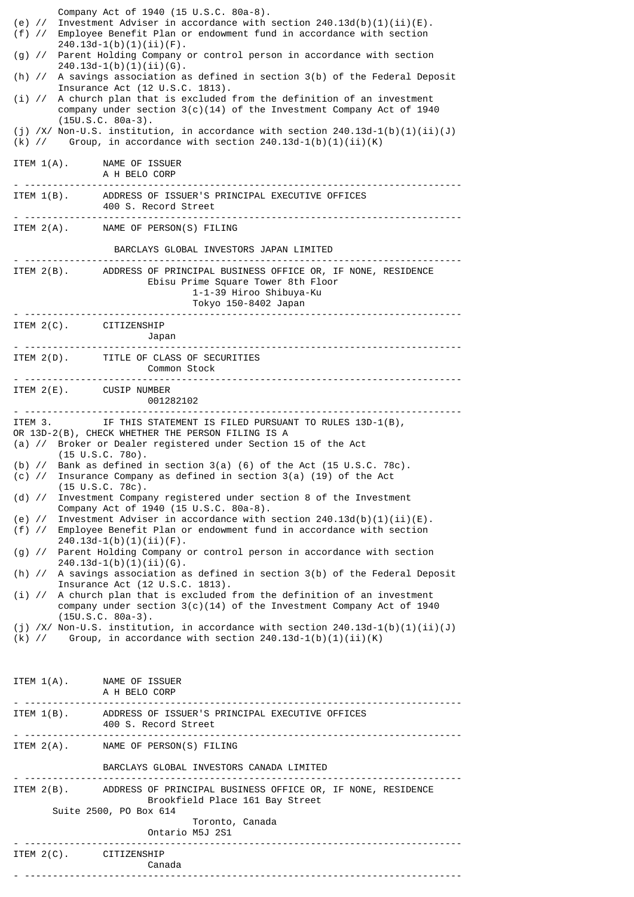Company Act of 1940 (15 U.S.C. 80a-8).
(e) // Investment Adviser in accordance with section 240.13d(b)(1)(ii)(E).
(f) // Employee Benefit Plan or endowment fund in accordance with section 240.13d-1(b)(1)(ii)(F).
(g) // Parent Holding Company or control person in accordance with section 240.13d-1(b)(1)(ii)(G).
(h) // A savings association as defined in section 3(b) of the Federal Deposit Insurance Act (12 U.S.C. 1813).
(i) // A church plan that is excluded from the definition of an investment company under section 3(c)(14) of the Investment Company Act of 1940 (15U.S.C. 80a-3).
(j) /X/ Non-U.S. institution, in accordance with section 240.13d-1(b)(1)(ii)(J)
(k) // Group, in accordance with section 240.13d-1(b)(1)(ii)(K)

ITEM 1(A). NAME OF ISSUER
A H BELO CORP

---

ITEM 1(B). ADDRESS OF ISSUER'S PRINCIPAL EXECUTIVE OFFICES
400 S. Record Street

---

ITEM 2(A). NAME OF PERSON(S) FILING

BARCLAYS GLOBAL INVESTORS JAPAN LIMITED

---

ITEM 2(B). ADDRESS OF PRINCIPAL BUSINESS OFFICE OR, IF NONE, RESIDENCE
Ebisu Prime Square Tower 8th Floor
1-1-39 Hiroo Shibuya-Ku
Tokyo 150-8402 Japan

---

ITEM 2(C). CITIZENSHIP
Japan

---

ITEM 2(D). TITLE OF CLASS OF SECURITIES
Common Stock

---

ITEM 2(E). CUSIP NUMBER
001282102

---

ITEM 3. IF THIS STATEMENT IS FILED PURSUANT TO RULES 13D-1(B), OR 13D-2(B), CHECK WHETHER THE PERSON FILING IS A
(a) // Broker or Dealer registered under Section 15 of the Act (15 U.S.C. 78o).
(b) // Bank as defined in section 3(a) (6) of the Act (15 U.S.C. 78c).
(c) // Insurance Company as defined in section 3(a) (19) of the Act (15 U.S.C. 78c).
(d) // Investment Company registered under section 8 of the Investment Company Act of 1940 (15 U.S.C. 80a-8).
(e) // Investment Adviser in accordance with section 240.13d(b)(1)(ii)(E).
(f) // Employee Benefit Plan or endowment fund in accordance with section 240.13d-1(b)(1)(ii)(F).
(g) // Parent Holding Company or control person in accordance with section 240.13d-1(b)(1)(ii)(G).
(h) // A savings association as defined in section 3(b) of the Federal Deposit Insurance Act (12 U.S.C. 1813).
(i) // A church plan that is excluded from the definition of an investment company under section 3(c)(14) of the Investment Company Act of 1940 (15U.S.C. 80a-3).
(j) /X/ Non-U.S. institution, in accordance with section 240.13d-1(b)(1)(ii)(J)
(k) // Group, in accordance with section 240.13d-1(b)(1)(ii)(K)

ITEM 1(A). NAME OF ISSUER
A H BELO CORP

---

ITEM 1(B). ADDRESS OF ISSUER'S PRINCIPAL EXECUTIVE OFFICES
400 S. Record Street

---

ITEM 2(A). NAME OF PERSON(S) FILING

BARCLAYS GLOBAL INVESTORS CANADA LIMITED

---

ITEM 2(B). ADDRESS OF PRINCIPAL BUSINESS OFFICE OR, IF NONE, RESIDENCE
Brookfield Place 161 Bay Street
Suite 2500, PO Box 614
Toronto, Canada
Ontario M5J 2S1

---

ITEM 2(C). CITIZENSHIP
Canada

---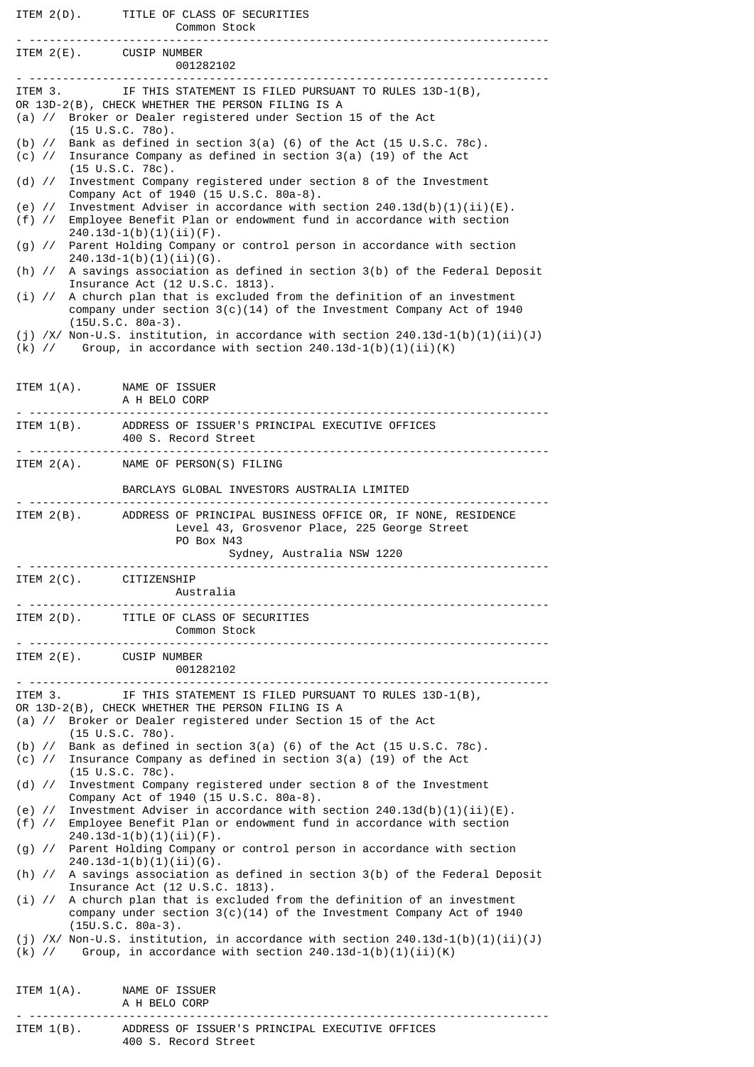ITEM 2(D). TITLE OF CLASS OF SECURITIES
Common Stock

---

ITEM 2(E). CUSIP NUMBER
001282102

---

ITEM 3. IF THIS STATEMENT IS FILED PURSUANT TO RULES 13D-1(B), OR 13D-2(B), CHECK WHETHER THE PERSON FILING IS A

(a) // Broker or Dealer registered under Section 15 of the Act (15 U.S.C. 78o).
(b) // Bank as defined in section 3(a) (6) of the Act (15 U.S.C. 78c).
(c) // Insurance Company as defined in section 3(a) (19) of the Act (15 U.S.C. 78c).
(d) // Investment Company registered under section 8 of the Investment Company Act of 1940 (15 U.S.C. 80a-8).
(e) // Investment Adviser in accordance with section 240.13d(b)(1)(ii)(E).
(f) // Employee Benefit Plan or endowment fund in accordance with section 240.13d-1(b)(1)(ii)(F).
(g) // Parent Holding Company or control person in accordance with section 240.13d-1(b)(1)(ii)(G).
(h) // A savings association as defined in section 3(b) of the Federal Deposit Insurance Act (12 U.S.C. 1813).
(i) // A church plan that is excluded from the definition of an investment company under section 3(c)(14) of the Investment Company Act of 1940 (15U.S.C. 80a-3).
(j) /X/ Non-U.S. institution, in accordance with section 240.13d-1(b)(1)(ii)(J)
(k) // Group, in accordance with section 240.13d-1(b)(1)(ii)(K)

ITEM 1(A). NAME OF ISSUER
A H BELO CORP

---

ITEM 1(B). ADDRESS OF ISSUER'S PRINCIPAL EXECUTIVE OFFICES
400 S. Record Street

---

ITEM 2(A). NAME OF PERSON(S) FILING

BARCLAYS GLOBAL INVESTORS AUSTRALIA LIMITED

---

ITEM 2(B). ADDRESS OF PRINCIPAL BUSINESS OFFICE OR, IF NONE, RESIDENCE
Level 43, Grosvenor Place, 225 George Street
PO Box N43
Sydney, Australia NSW 1220

---

ITEM 2(C). CITIZENSHIP
Australia

---

ITEM 2(D). TITLE OF CLASS OF SECURITIES
Common Stock

---

ITEM 2(E). CUSIP NUMBER
001282102

---

ITEM 3. IF THIS STATEMENT IS FILED PURSUANT TO RULES 13D-1(B), OR 13D-2(B), CHECK WHETHER THE PERSON FILING IS A

(a) // Broker or Dealer registered under Section 15 of the Act (15 U.S.C. 78o).
(b) // Bank as defined in section 3(a) (6) of the Act (15 U.S.C. 78c).
(c) // Insurance Company as defined in section 3(a) (19) of the Act (15 U.S.C. 78c).
(d) // Investment Company registered under section 8 of the Investment Company Act of 1940 (15 U.S.C. 80a-8).
(e) // Investment Adviser in accordance with section 240.13d(b)(1)(ii)(E).
(f) // Employee Benefit Plan or endowment fund in accordance with section 240.13d-1(b)(1)(ii)(F).
(g) // Parent Holding Company or control person in accordance with section 240.13d-1(b)(1)(ii)(G).
(h) // A savings association as defined in section 3(b) of the Federal Deposit Insurance Act (12 U.S.C. 1813).
(i) // A church plan that is excluded from the definition of an investment company under section 3(c)(14) of the Investment Company Act of 1940 (15U.S.C. 80a-3).
(j) /X/ Non-U.S. institution, in accordance with section 240.13d-1(b)(1)(ii)(J)
(k) // Group, in accordance with section 240.13d-1(b)(1)(ii)(K)

ITEM 1(A). NAME OF ISSUER
A H BELO CORP

---

ITEM 1(B). ADDRESS OF ISSUER'S PRINCIPAL EXECUTIVE OFFICES
400 S. Record Street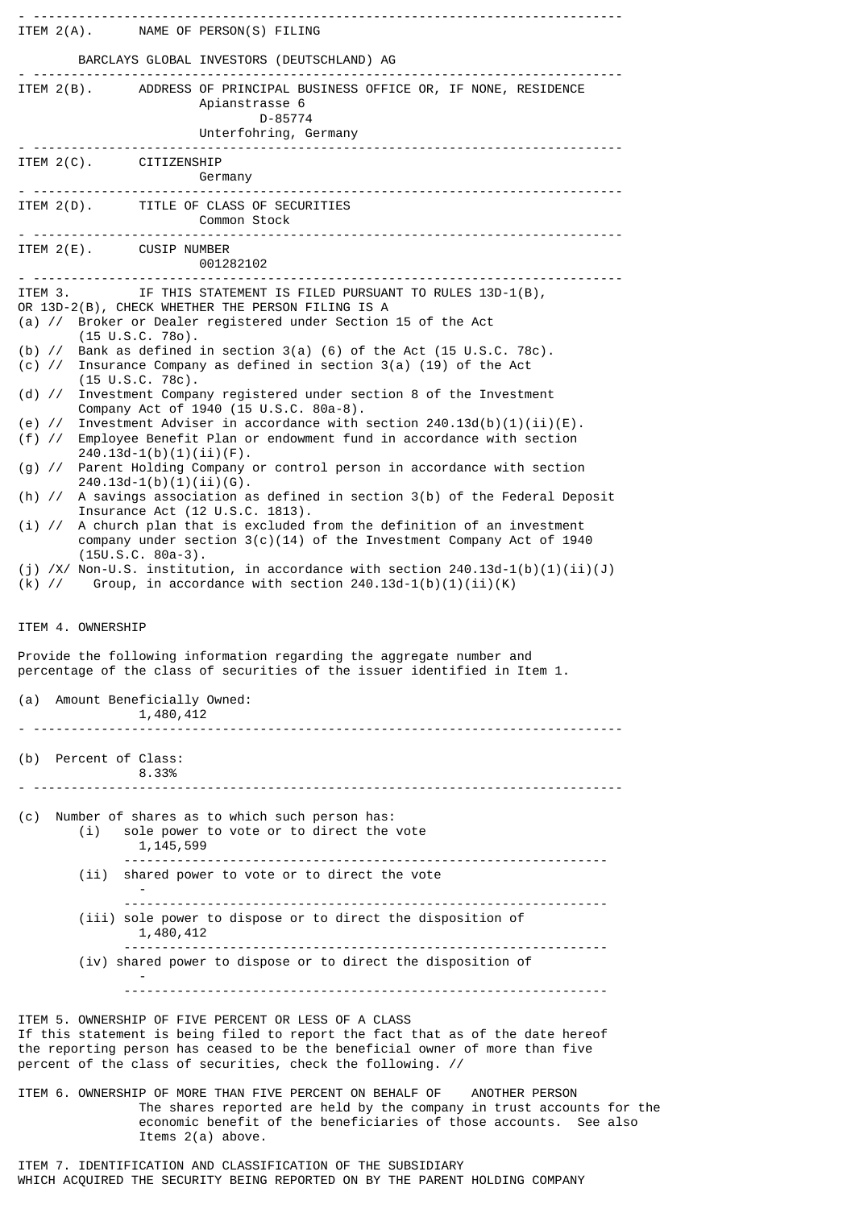## ITEM 2(A). NAME OF PERSON(S) FILING

BARCLAYS GLOBAL INVESTORS (DEUTSCHLAND) AG

## ITEM 2(B). ADDRESS OF PRINCIPAL BUSINESS OFFICE OR, IF NONE, RESIDENCE

Apianstrasse 6
D-85774
Unterfohring, Germany

## ITEM 2(C). CITIZENSHIP

Germany

## ITEM 2(D). TITLE OF CLASS OF SECURITIES

Common Stock

## ITEM 2(E). CUSIP NUMBER

001282102

## ITEM 3. IF THIS STATEMENT IS FILED PURSUANT TO RULES 13D-1(B), OR 13D-2(B), CHECK WHETHER THE PERSON FILING IS A

(a) // Broker or Dealer registered under Section 15 of the Act (15 U.S.C. 78o).
(b) // Bank as defined in section 3(a) (6) of the Act (15 U.S.C. 78c).
(c) // Insurance Company as defined in section 3(a) (19) of the Act (15 U.S.C. 78c).
(d) // Investment Company registered under section 8 of the Investment Company Act of 1940 (15 U.S.C. 80a-8).
(e) // Investment Adviser in accordance with section 240.13d(b)(1)(ii)(E).
(f) // Employee Benefit Plan or endowment fund in accordance with section 240.13d-1(b)(1)(ii)(F).
(g) // Parent Holding Company or control person in accordance with section 240.13d-1(b)(1)(ii)(G).
(h) // A savings association as defined in section 3(b) of the Federal Deposit Insurance Act (12 U.S.C. 1813).
(i) // A church plan that is excluded from the definition of an investment company under section 3(c)(14) of the Investment Company Act of 1940 (15U.S.C. 80a-3).
(j) /X/ Non-U.S. institution, in accordance with section 240.13d-1(b)(1)(ii)(J)
(k) // Group, in accordance with section 240.13d-1(b)(1)(ii)(K)

## ITEM 4. OWNERSHIP

Provide the following information regarding the aggregate number and percentage of the class of securities of the issuer identified in Item 1.

(a) Amount Beneficially Owned:
1,480,412

(b) Percent of Class:
8.33%

(c) Number of shares as to which such person has:

(i) sole power to vote or to direct the vote
1,145,599

(ii) shared power to vote or to direct the vote
-

(iii) sole power to dispose or to direct the disposition of
1,480,412

(iv) shared power to dispose or to direct the disposition of
-

## ITEM 5. OWNERSHIP OF FIVE PERCENT OR LESS OF A CLASS

If this statement is being filed to report the fact that as of the date hereof the reporting person has ceased to be the beneficial owner of more than five percent of the class of securities, check the following. //

## ITEM 6. OWNERSHIP OF MORE THAN FIVE PERCENT ON BEHALF OF ANOTHER PERSON

The shares reported are held by the company in trust accounts for the economic benefit of the beneficiaries of those accounts. See also Items 2(a) above.

## ITEM 7. IDENTIFICATION AND CLASSIFICATION OF THE SUBSIDIARY WHICH ACQUIRED THE SECURITY BEING REPORTED ON BY THE PARENT HOLDING COMPANY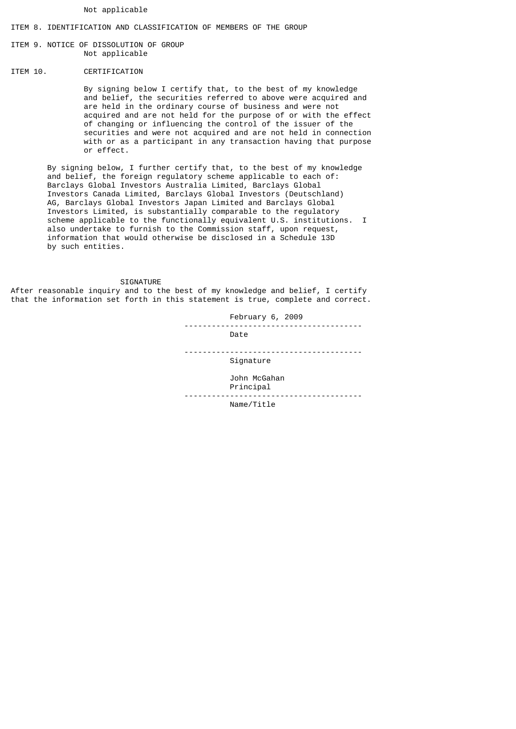Not applicable

ITEM 8. IDENTIFICATION AND CLASSIFICATION OF MEMBERS OF THE GROUP

ITEM 9. NOTICE OF DISSOLUTION OF GROUP
Not applicable

ITEM 10. CERTIFICATION

By signing below I certify that, to the best of my knowledge and belief, the securities referred to above were acquired and are held in the ordinary course of business and were not acquired and are not held for the purpose of or with the effect of changing or influencing the control of the issuer of the securities and were not acquired and are not held in connection with or as a participant in any transaction having that purpose or effect.

By signing below, I further certify that, to the best of my knowledge and belief, the foreign regulatory scheme applicable to each of: Barclays Global Investors Australia Limited, Barclays Global Investors Canada Limited, Barclays Global Investors (Deutschland) AG, Barclays Global Investors Japan Limited and Barclays Global Investors Limited, is substantially comparable to the regulatory scheme applicable to the functionally equivalent U.S. institutions. I also undertake to furnish to the Commission staff, upon request, information that would otherwise be disclosed in a Schedule 13D by such entities.

SIGNATURE

After reasonable inquiry and to the best of my knowledge and belief, I certify that the information set forth in this statement is true, complete and correct.

February 6, 2009
---------------------------------------
Date

---------------------------------------
Signature

John McGahan
Principal
---------------------------------------
Name/Title